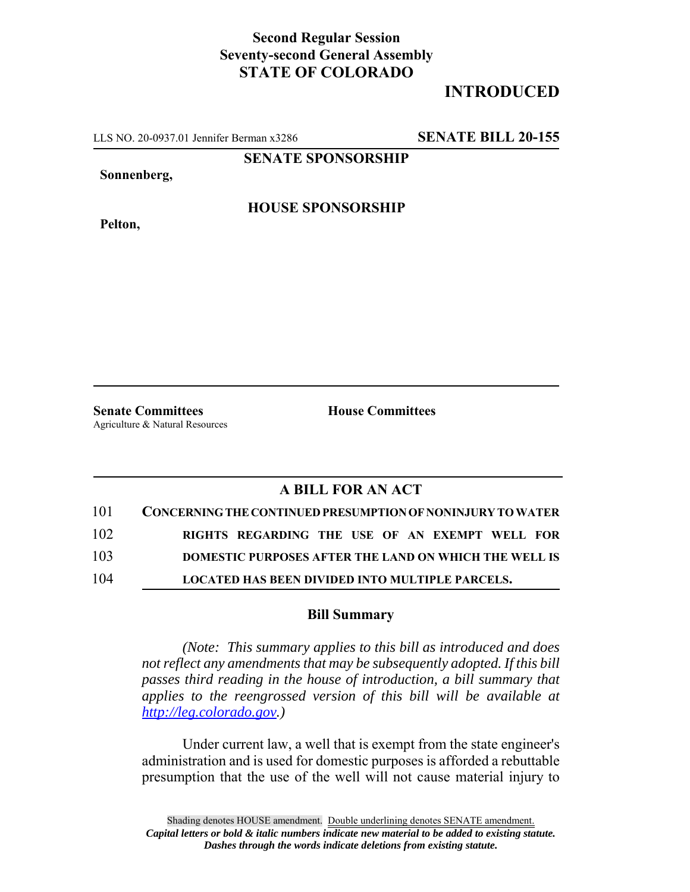**Second Regular Session**
**Seventy-second General Assembly**
**STATE OF COLORADO**

# INTRODUCED

LLS NO. 20-0937.01 Jennifer Berman x3286 **SENATE BILL 20-155**

**SENATE SPONSORSHIP**

**Sonnenberg,**

**HOUSE SPONSORSHIP**

**Pelton,**

**Senate Committees**
Agriculture & Natural Resources

**House Committees**

## A BILL FOR AN ACT

101 **CONCERNING THE CONTINUED PRESUMPTION OF NONINJURY TO WATER**
102 **RIGHTS REGARDING THE USE OF AN EXEMPT WELL FOR**
103 **DOMESTIC PURPOSES AFTER THE LAND ON WHICH THE WELL IS**
104 **LOCATED HAS BEEN DIVIDED INTO MULTIPLE PARCELS.**

### Bill Summary

*(Note: This summary applies to this bill as introduced and does not reflect any amendments that may be subsequently adopted. If this bill passes third reading in the house of introduction, a bill summary that applies to the reengrossed version of this bill will be available at http://leg.colorado.gov.)*

Under current law, a well that is exempt from the state engineer's administration and is used for domestic purposes is afforded a rebuttable presumption that the use of the well will not cause material injury to

Shading denotes HOUSE amendment. Double underlining denotes SENATE amendment.
*Capital letters or bold & italic numbers indicate new material to be added to existing statute.*
*Dashes through the words indicate deletions from existing statute.*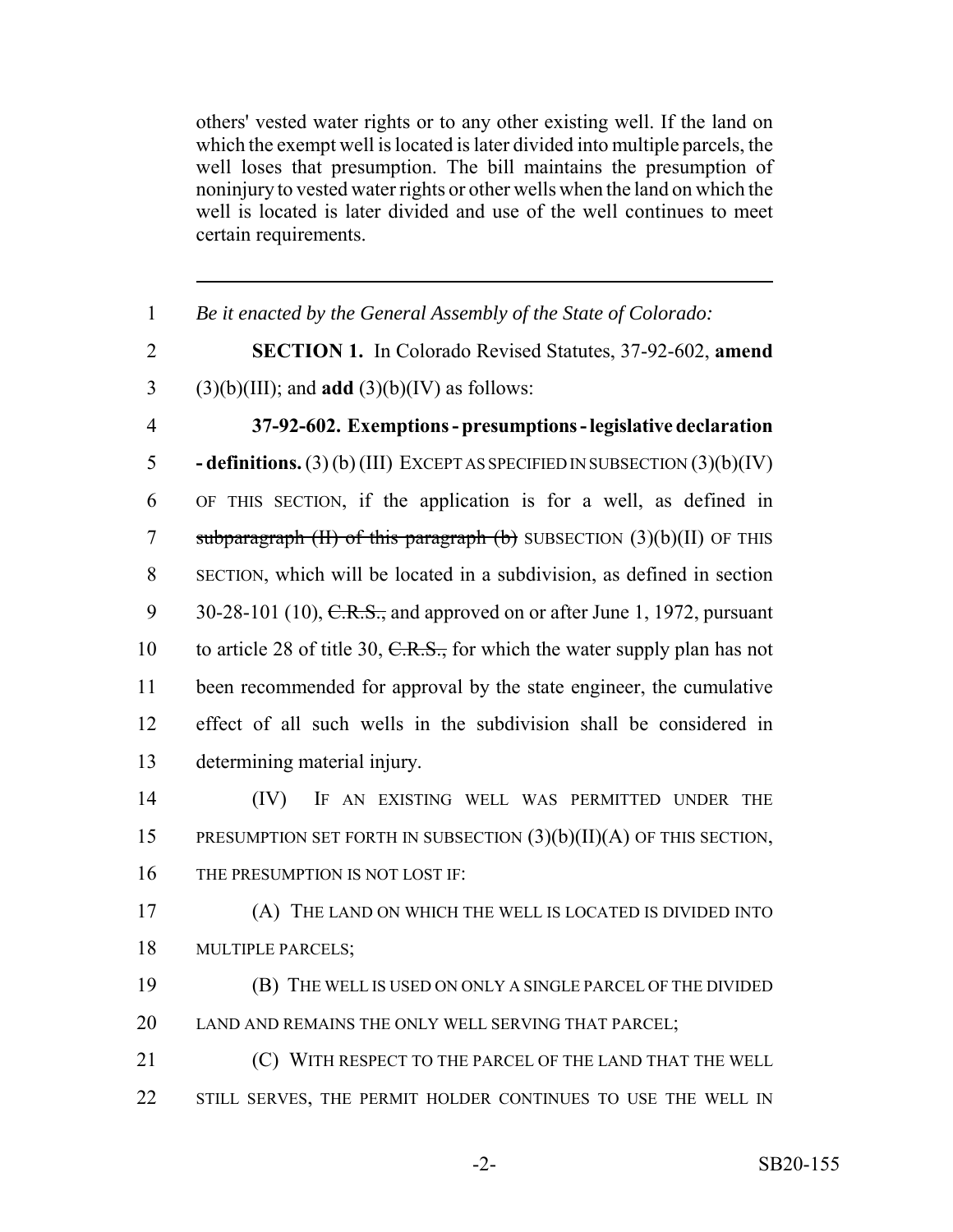others' vested water rights or to any other existing well. If the land on which the exempt well is located is later divided into multiple parcels, the well loses that presumption. The bill maintains the presumption of noninjury to vested water rights or other wells when the land on which the well is located is later divided and use of the well continues to meet certain requirements.

---

1 *Be it enacted by the General Assembly of the State of Colorado:*

2 **SECTION 1.** In Colorado Revised Statutes, 37-92-602, **amend**
3 (3)(b)(III); and **add** (3)(b)(IV) as follows:

4 **37-92-602. Exemptions - presumptions - legislative declaration**
5 **- definitions.** (3) (b) (III) EXCEPT AS SPECIFIED IN SUBSECTION (3)(b)(IV)
6 OF THIS SECTION, if the application is for a well, as defined in
7 ~~subparagraph (II) of this paragraph (b)~~ SUBSECTION (3)(b)(II) OF THIS
8 SECTION, which will be located in a subdivision, as defined in section
9 30-28-101 (10), ~~C.R.S.,~~ and approved on or after June 1, 1972, pursuant
10 to article 28 of title 30, ~~C.R.S.,~~ for which the water supply plan has not
11 been recommended for approval by the state engineer, the cumulative
12 effect of all such wells in the subdivision shall be considered in
13 determining material injury.

14 (IV) IF AN EXISTING WELL WAS PERMITTED UNDER THE
15 PRESUMPTION SET FORTH IN SUBSECTION (3)(b)(II)(A) OF THIS SECTION,
16 THE PRESUMPTION IS NOT LOST IF:

17 (A) THE LAND ON WHICH THE WELL IS LOCATED IS DIVIDED INTO
18 MULTIPLE PARCELS;

19 (B) THE WELL IS USED ON ONLY A SINGLE PARCEL OF THE DIVIDED
20 LAND AND REMAINS THE ONLY WELL SERVING THAT PARCEL;

21 (C) WITH RESPECT TO THE PARCEL OF THE LAND THAT THE WELL
22 STILL SERVES, THE PERMIT HOLDER CONTINUES TO USE THE WELL IN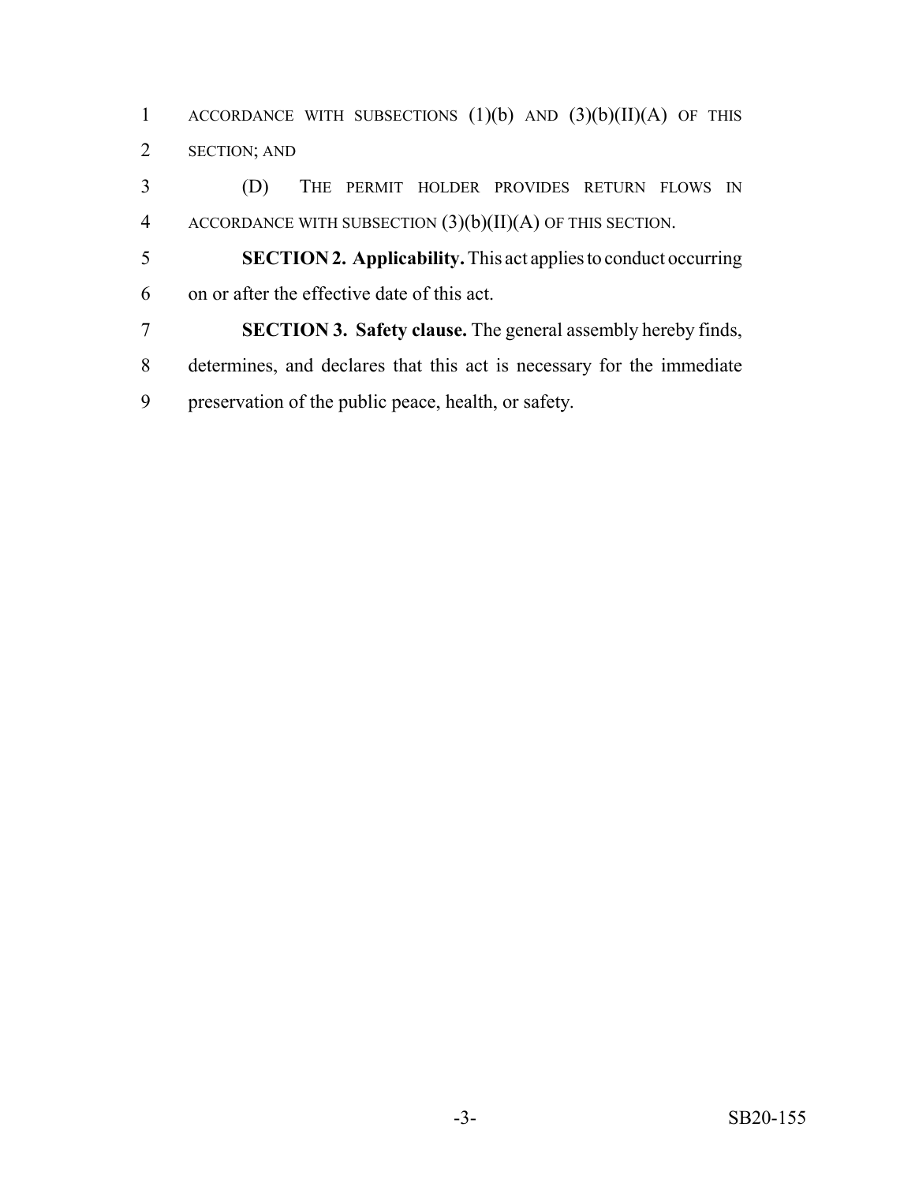ACCORDANCE WITH SUBSECTIONS (1)(b) AND (3)(b)(II)(A) OF THIS SECTION; AND

(D) THE PERMIT HOLDER PROVIDES RETURN FLOWS IN ACCORDANCE WITH SUBSECTION (3)(b)(II)(A) OF THIS SECTION.

**SECTION 2. Applicability.** This act applies to conduct occurring on or after the effective date of this act.

**SECTION 3. Safety clause.** The general assembly hereby finds, determines, and declares that this act is necessary for the immediate preservation of the public peace, health, or safety.